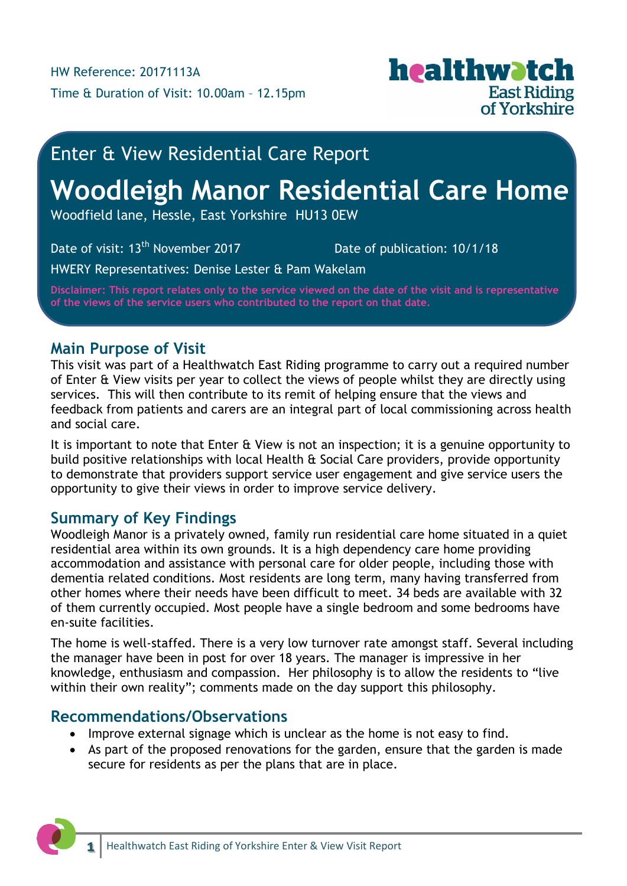HW Reference: 20171113A

Time & Duration of Visit: 10.00am – 12.15pm

# Enter & View Residential Care Report

# Woodleigh Manor Residential Care Home

Woodfield lane, Hessle, East Yorkshire HU13 0EW

Date of visit: 13th November 2017

Date of publication: 10/1/18

HWERY Representatives: Denise Lester & Pam Wakelam

**Disclaimer: This report relates only to the service viewed on the date of the visit and is representative of the views of the service users who contributed to the report on that date.**

## Main Purpose of Visit

This visit was part of a Healthwatch East Riding programme to carry out a required number of Enter & View visits per year to collect the views of people whilst they are directly using services. This will then contribute to its remit of helping ensure that the views and feedback from patients and carers are an integral part of local commissioning across health and social care.

It is important to note that Enter & View is not an inspection; it is a genuine opportunity to build positive relationships with local Health & Social Care providers, provide opportunity to demonstrate that providers support service user engagement and give service users the opportunity to give their views in order to improve service delivery.

## Summary of Key Findings

Woodleigh Manor is a privately owned, family run residential care home situated in a quiet residential area within its own grounds. It is a high dependency care home providing accommodation and assistance with personal care for older people, including those with dementia related conditions. Most residents are long term, many having transferred from other homes where their needs have been difficult to meet. 34 beds are available with 32 of them currently occupied. Most people have a single bedroom and some bedrooms have en-suite facilities.

The home is well-staffed. There is a very low turnover rate amongst staff. Several including the manager have been in post for over 18 years. The manager is impressive in her knowledge, enthusiasm and compassion. Her philosophy is to allow the residents to "live within their own reality"; comments made on the day support this philosophy.

## Recommendations/Observations

- Improve external signage which is unclear as the home is not easy to find.
- As part of the proposed renovations for the garden, ensure that the garden is made secure for residents as per the plans that are in place.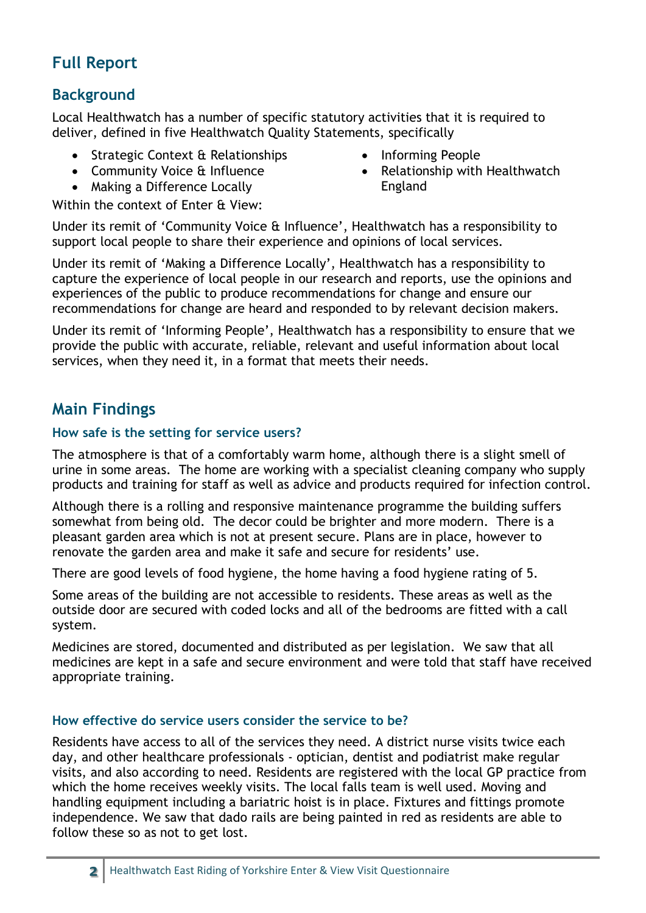# Full Report

## Background

Local Healthwatch has a number of specific statutory activities that it is required to deliver, defined in five Healthwatch Quality Statements, specifically

- Strategic Context & Relationships
- Community Voice & Influence
- Making a Difference Locally
- Informing People
- Relationship with Healthwatch England

Within the context of Enter & View:

Under its remit of 'Community Voice & Influence', Healthwatch has a responsibility to support local people to share their experience and opinions of local services.

Under its remit of 'Making a Difference Locally', Healthwatch has a responsibility to capture the experience of local people in our research and reports, use the opinions and experiences of the public to produce recommendations for change and ensure our recommendations for change are heard and responded to by relevant decision makers.

Under its remit of 'Informing People', Healthwatch has a responsibility to ensure that we provide the public with accurate, reliable, relevant and useful information about local services, when they need it, in a format that meets their needs.

## Main Findings

### How safe is the setting for service users?

The atmosphere is that of a comfortably warm home, although there is a slight smell of urine in some areas. The home are working with a specialist cleaning company who supply products and training for staff as well as advice and products required for infection control.

Although there is a rolling and responsive maintenance programme the building suffers somewhat from being old. The decor could be brighter and more modern. There is a pleasant garden area which is not at present secure. Plans are in place, however to renovate the garden area and make it safe and secure for residents' use.

There are good levels of food hygiene, the home having a food hygiene rating of 5.

Some areas of the building are not accessible to residents. These areas as well as the outside door are secured with coded locks and all of the bedrooms are fitted with a call system.

Medicines are stored, documented and distributed as per legislation. We saw that all medicines are kept in a safe and secure environment and were told that staff have received appropriate training.

### How effective do service users consider the service to be?

Residents have access to all of the services they need. A district nurse visits twice each day, and other healthcare professionals - optician, dentist and podiatrist make regular visits, and also according to need. Residents are registered with the local GP practice from which the home receives weekly visits. The local falls team is well used. Moving and handling equipment including a bariatric hoist is in place. Fixtures and fittings promote independence. We saw that dado rails are being painted in red as residents are able to follow these so as not to get lost.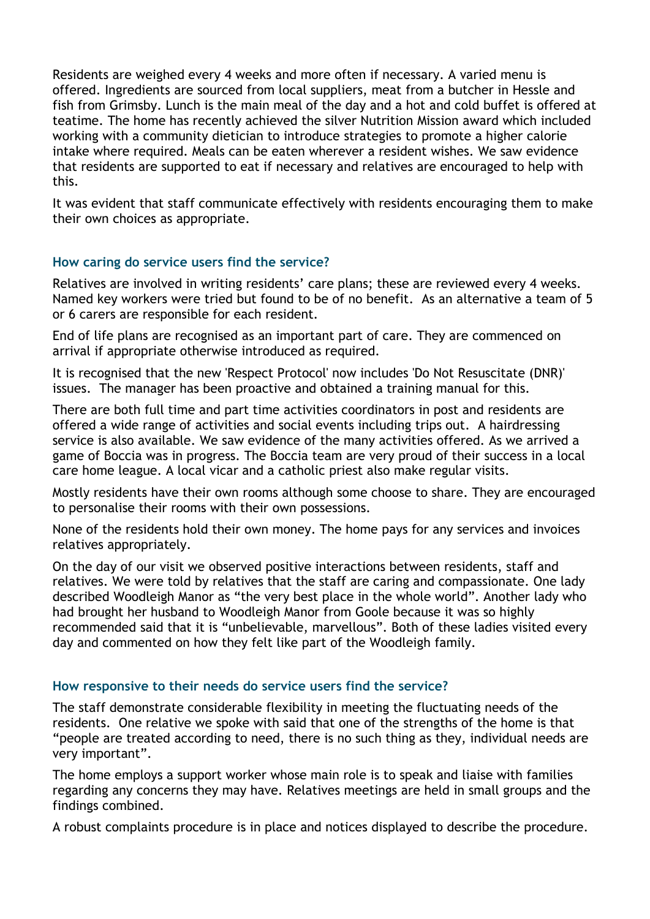Residents are weighed every 4 weeks and more often if necessary. A varied menu is offered. Ingredients are sourced from local suppliers, meat from a butcher in Hessle and fish from Grimsby. Lunch is the main meal of the day and a hot and cold buffet is offered at teatime. The home has recently achieved the silver Nutrition Mission award which included working with a community dietician to introduce strategies to promote a higher calorie intake where required. Meals can be eaten wherever a resident wishes. We saw evidence that residents are supported to eat if necessary and relatives are encouraged to help with this.

It was evident that staff communicate effectively with residents encouraging them to make their own choices as appropriate.

### How caring do service users find the service?

Relatives are involved in writing residents' care plans; these are reviewed every 4 weeks. Named key workers were tried but found to be of no benefit. As an alternative a team of 5 or 6 carers are responsible for each resident.

End of life plans are recognised as an important part of care. They are commenced on arrival if appropriate otherwise introduced as required.

It is recognised that the new 'Respect Protocol' now includes 'Do Not Resuscitate (DNR)' issues. The manager has been proactive and obtained a training manual for this.

There are both full time and part time activities coordinators in post and residents are offered a wide range of activities and social events including trips out. A hairdressing service is also available. We saw evidence of the many activities offered. As we arrived a game of Boccia was in progress. The Boccia team are very proud of their success in a local care home league. A local vicar and a catholic priest also make regular visits.

Mostly residents have their own rooms although some choose to share. They are encouraged to personalise their rooms with their own possessions.

None of the residents hold their own money. The home pays for any services and invoices relatives appropriately.

On the day of our visit we observed positive interactions between residents, staff and relatives. We were told by relatives that the staff are caring and compassionate. One lady described Woodleigh Manor as "the very best place in the whole world". Another lady who had brought her husband to Woodleigh Manor from Goole because it was so highly recommended said that it is "unbelievable, marvellous". Both of these ladies visited every day and commented on how they felt like part of the Woodleigh family.

### How responsive to their needs do service users find the service?

The staff demonstrate considerable flexibility in meeting the fluctuating needs of the residents. One relative we spoke with said that one of the strengths of the home is that "people are treated according to need, there is no such thing as they, individual needs are very important".

The home employs a support worker whose main role is to speak and liaise with families regarding any concerns they may have. Relatives meetings are held in small groups and the findings combined.

A robust complaints procedure is in place and notices displayed to describe the procedure.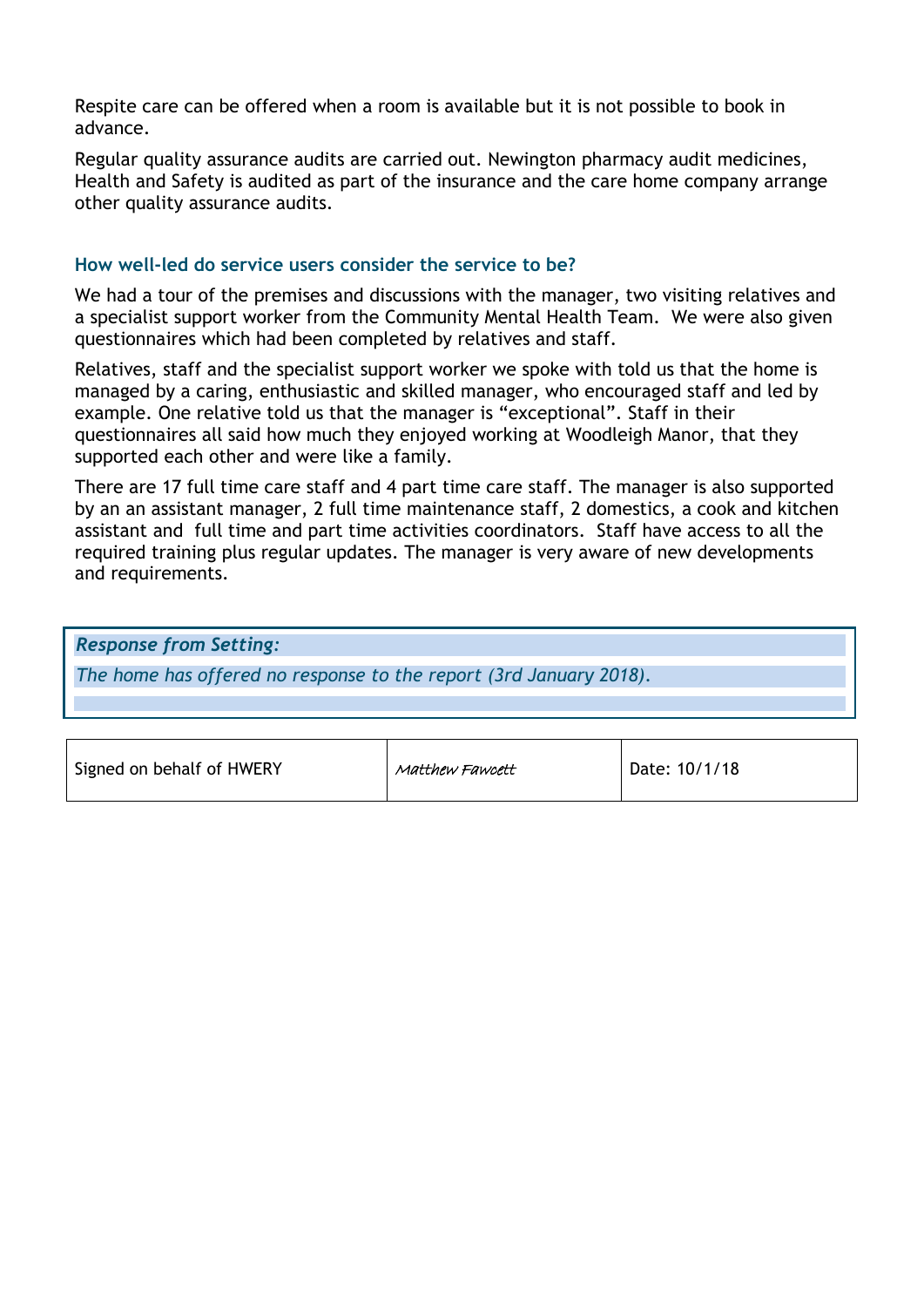Respite care can be offered when a room is available but it is not possible to book in advance.

Regular quality assurance audits are carried out. Newington pharmacy audit medicines, Health and Safety is audited as part of the insurance and the care home company arrange other quality assurance audits.

### How well-led do service users consider the service to be?

We had a tour of the premises and discussions with the manager, two visiting relatives and a specialist support worker from the Community Mental Health Team. We were also given questionnaires which had been completed by relatives and staff.

Relatives, staff and the specialist support worker we spoke with told us that the home is managed by a caring, enthusiastic and skilled manager, who encouraged staff and led by example. One relative told us that the manager is "exceptional". Staff in their questionnaires all said how much they enjoyed working at Woodleigh Manor, that they supported each other and were like a family.

There are 17 full time care staff and 4 part time care staff. The manager is also supported by an an assistant manager, 2 full time maintenance staff, 2 domestics, a cook and kitchen assistant and full time and part time activities coordinators. Staff have access to all the required training plus regular updates. The manager is very aware of new developments and requirements.

***Response from Setting:***

*The home has offered no response to the report (3rd January 2018).*

| Signed on behalf of HWERY | *Matthew Fawcett* | Date: 10/1/18 |
|---|---|---|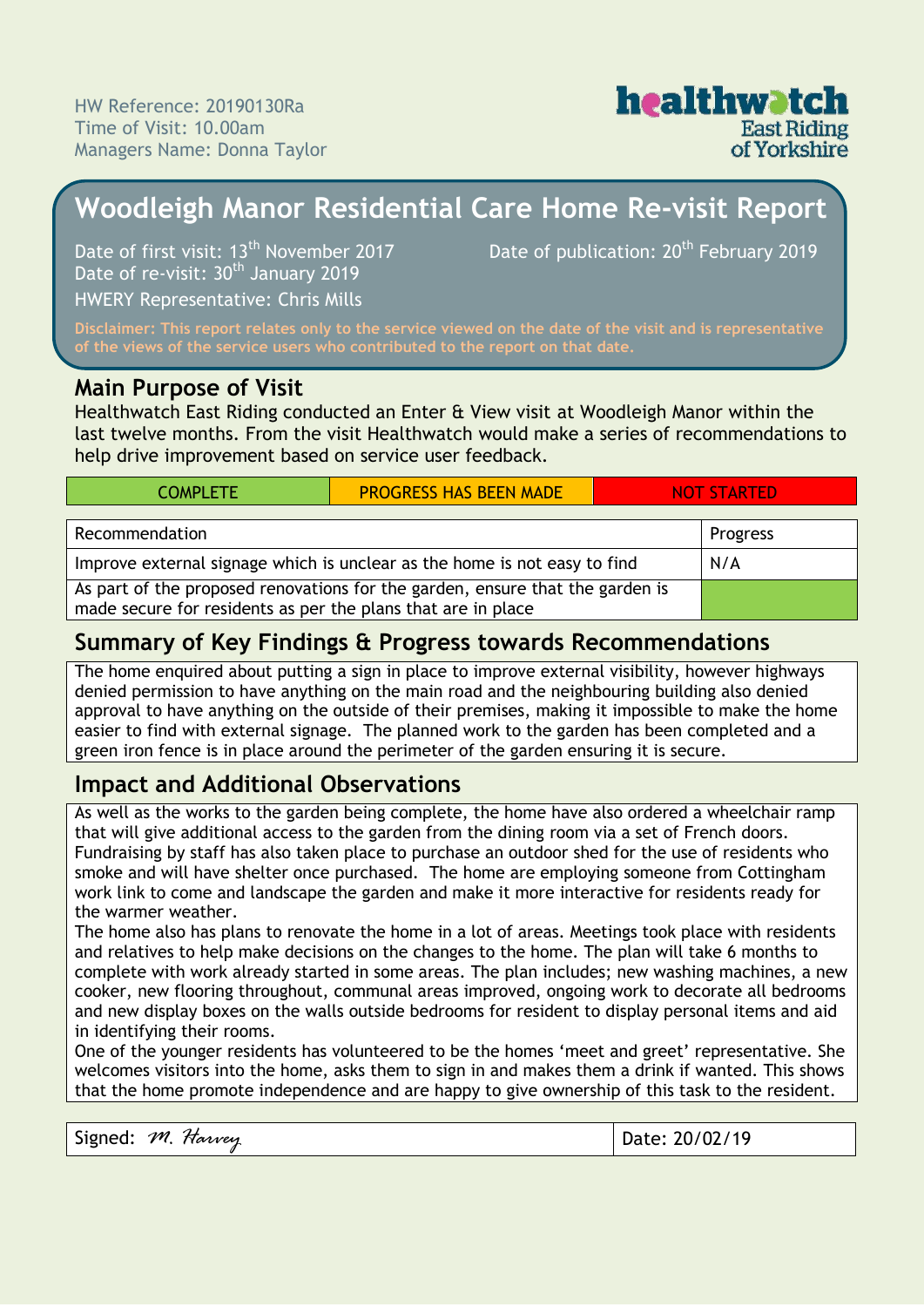HW Reference: 20190130Ra
Time of Visit: 10.00am
Managers Name: Donna Taylor

healthwatch East Riding of Yorkshire

# Woodleigh Manor Residential Care Home Re-visit Report

Date of first visit: 13th November 2017
Date of re-visit: 30th January 2019
Date of publication: 20th February 2019
HWERY Representative: Chris Mills

**Disclaimer: This report relates only to the service viewed on the date of the visit and is representative of the views of the service users who contributed to the report on that date.**

## Main Purpose of Visit

Healthwatch East Riding conducted an Enter & View visit at Woodleigh Manor within the last twelve months. From the visit Healthwatch would make a series of recommendations to help drive improvement based on service user feedback.

| COMPLETE | PROGRESS HAS BEEN MADE | NOT STARTED |
|---|---|---|

| Recommendation | Progress |
|---|---|
| Improve external signage which is unclear as the home is not easy to find | N/A |
| As part of the proposed renovations for the garden, ensure that the garden is made secure for residents as per the plans that are in place | |

## Summary of Key Findings & Progress towards Recommendations

The home enquired about putting a sign in place to improve external visibility, however highways denied permission to have anything on the main road and the neighbouring building also denied approval to have anything on the outside of their premises, making it impossible to make the home easier to find with external signage. The planned work to the garden has been completed and a green iron fence is in place around the perimeter of the garden ensuring it is secure.

## Impact and Additional Observations

As well as the works to the garden being complete, the home have also ordered a wheelchair ramp that will give additional access to the garden from the dining room via a set of French doors. Fundraising by staff has also taken place to purchase an outdoor shed for the use of residents who smoke and will have shelter once purchased. The home are employing someone from Cottingham work link to come and landscape the garden and make it more interactive for residents ready for the warmer weather.

The home also has plans to renovate the home in a lot of areas. Meetings took place with residents and relatives to help make decisions on the changes to the home. The plan will take 6 months to complete with work already started in some areas. The plan includes; new washing machines, a new cooker, new flooring throughout, communal areas improved, ongoing work to decorate all bedrooms and new display boxes on the walls outside bedrooms for resident to display personal items and aid in identifying their rooms.

One of the younger residents has volunteered to be the homes 'meet and greet' representative. She welcomes visitors into the home, asks them to sign in and makes them a drink if wanted. This shows that the home promote independence and are happy to give ownership of this task to the resident.

| Signed: *M. Harvey* | Date: 20/02/19 |
|---|---|